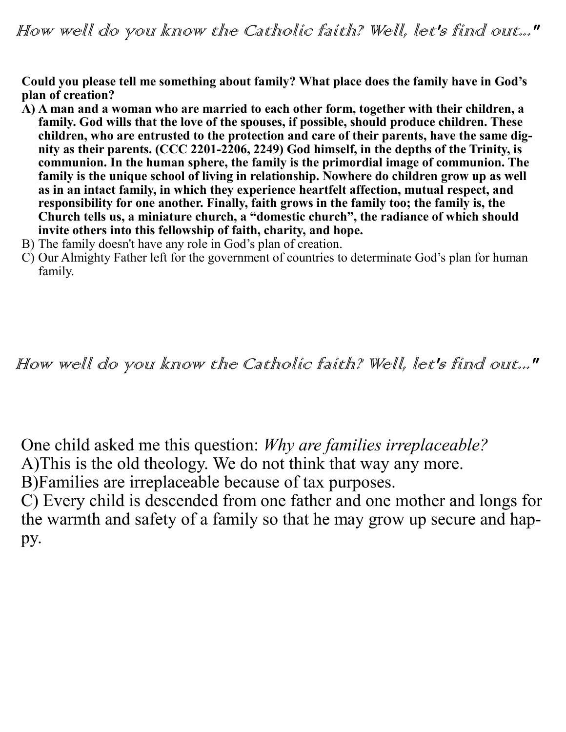*How well do you know the Catholic faith? Well, let's find out..."*

**Could you please tell me something about family? What place does the family have in God's plan of creation?**

**A) A man and a woman who are married to each other form, together with their children, a family. God wills that the love of the spouses, if possible, should produce children. These children, who are entrusted to the protection and care of their parents, have the same dignity as their parents. (CCC 2201-2206, 2249) God himself, in the depths of the Trinity, is communion. In the human sphere, the family is the primordial image of communion. The family is the unique school of living in relationship. Nowhere do children grow up as well as in an intact family, in which they experience heartfelt affection, mutual respect, and responsibility for one another. Finally, faith grows in the family too; the family is, the Church tells us, a miniature church, a "domestic church", the radiance of which should invite others into this fellowship of faith, charity, and hope.**

B) The family doesn't have any role in God's plan of creation.

C) Our Almighty Father left for the government of countries to determinate God's plan for human family.

*How well do you know the Catholic faith? Well, let's find out..."*

One child asked me this question: *Why are families irreplaceable?*

A)This is the old theology. We do not think that way any more.

B)Families are irreplaceable because of tax purposes.

C) Every child is descended from one father and one mother and longs for the warmth and safety of a family so that he may grow up secure and happy.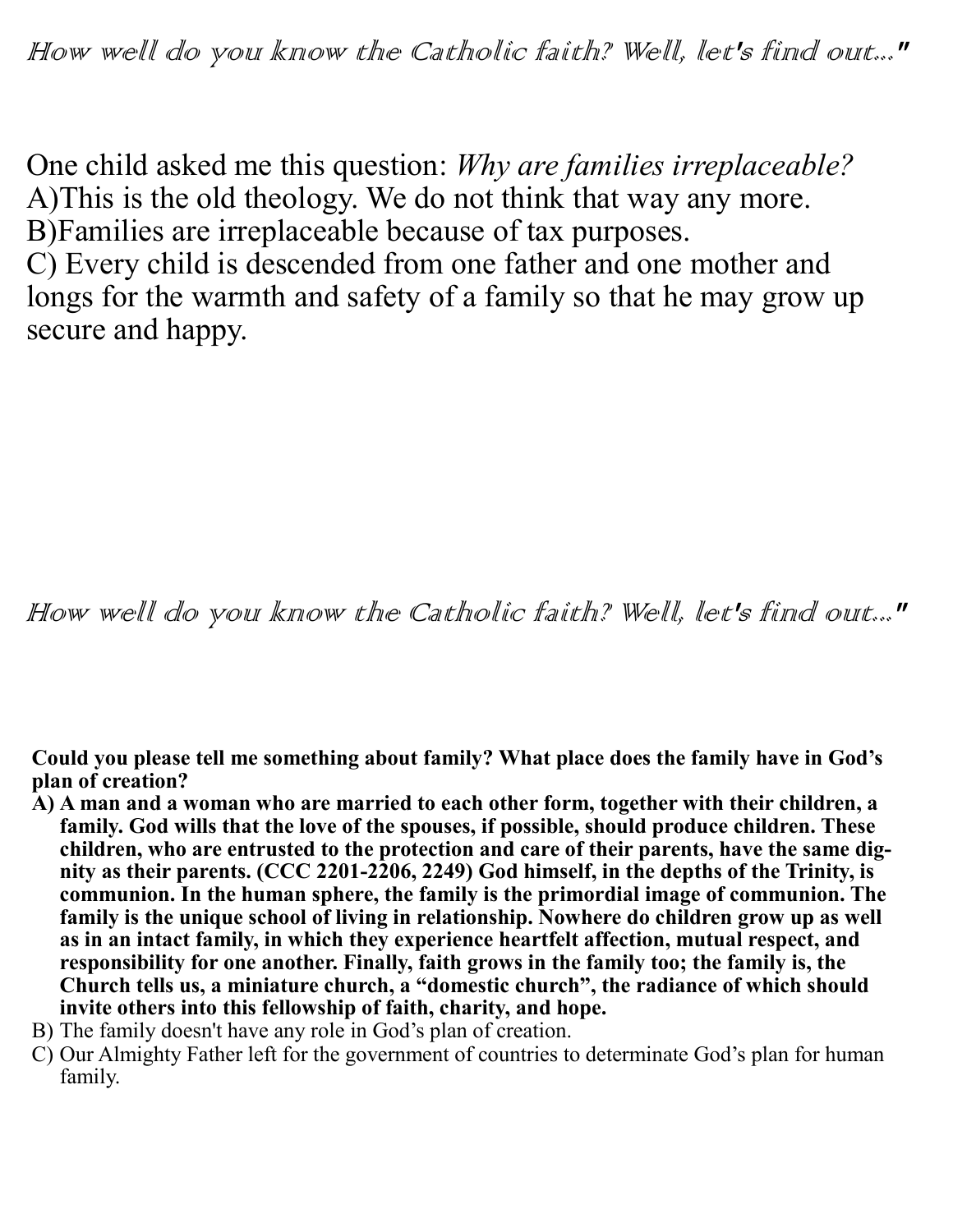*How well do you know the Catholic faith? Well, let's find out..."*

One child asked me this question: *Why are families irreplaceable?*

A)This is the old theology. We do not think that way any more.

B)Families are irreplaceable because of tax purposes.

C) Every child is descended from one father and one mother and longs for the warmth and safety of a family so that he may grow up secure and happy.

*How well do you know the Catholic faith? Well, let's find out..."*

**Could you please tell me something about family? What place does the family have in God's plan of creation?**

A) **A man and a woman who are married to each other form, together with their children, a family. God wills that the love of the spouses, if possible, should produce children. These children, who are entrusted to the protection and care of their parents, have the same dignity as their parents. (CCC 2201-2206, 2249) God himself, in the depths of the Trinity, is communion. In the human sphere, the family is the primordial image of communion. The family is the unique school of living in relationship. Nowhere do children grow up as well as in an intact family, in which they experience heartfelt affection, mutual respect, and responsibility for one another. Finally, faith grows in the family too; the family is, the Church tells us, a miniature church, a "domestic church", the radiance of which should invite others into this fellowship of faith, charity, and hope.**

B) The family doesn't have any role in God's plan of creation.

C) Our Almighty Father left for the government of countries to determinate God's plan for human family.